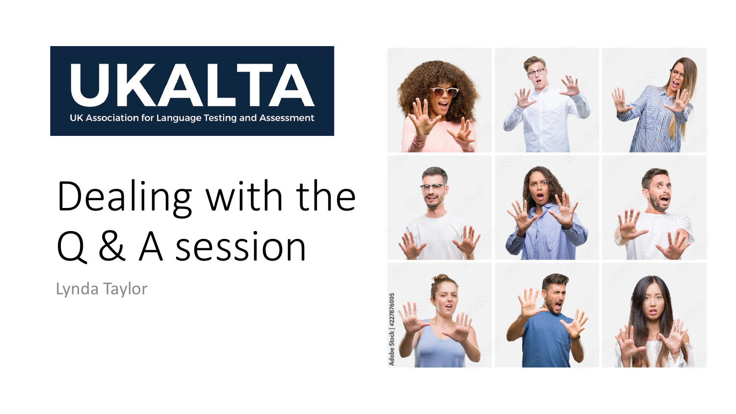UKALTA

UK Association for Language Testing and Assessment

# Dealing with the Q & A session

Lynda Taylor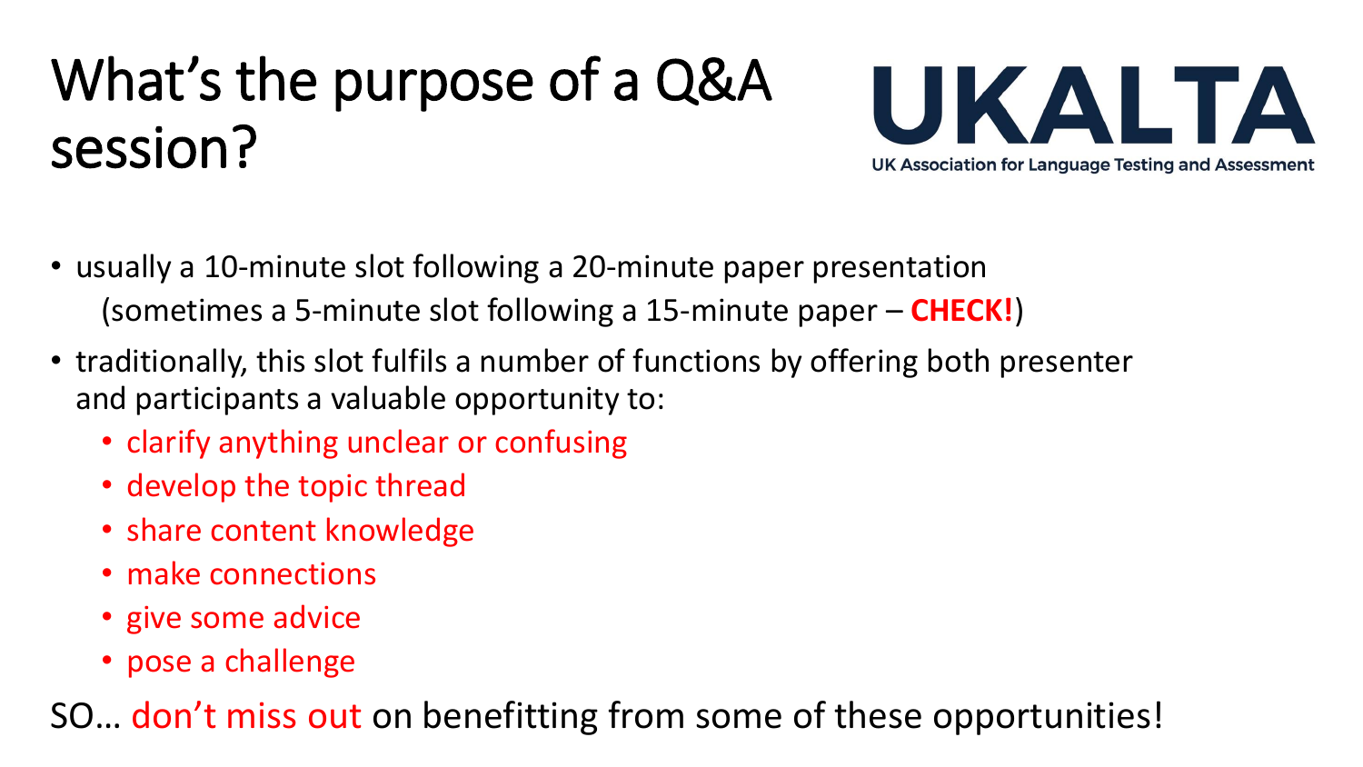# What's the purpose of a Q&A session?

UKALTA

UK Association for Language Testing and Assessment

- usually a 10-minute slot following a 20-minute paper presentation (sometimes a 5-minute slot following a 15-minute paper – **CHECK!**)
- traditionally, this slot fulfils a number of functions by offering both presenter and participants a valuable opportunity to:
  - clarify anything unclear or confusing
  - develop the topic thread
  - share content knowledge
  - make connections
  - give some advice
  - pose a challenge

SO… don't miss out on benefitting from some of these opportunities!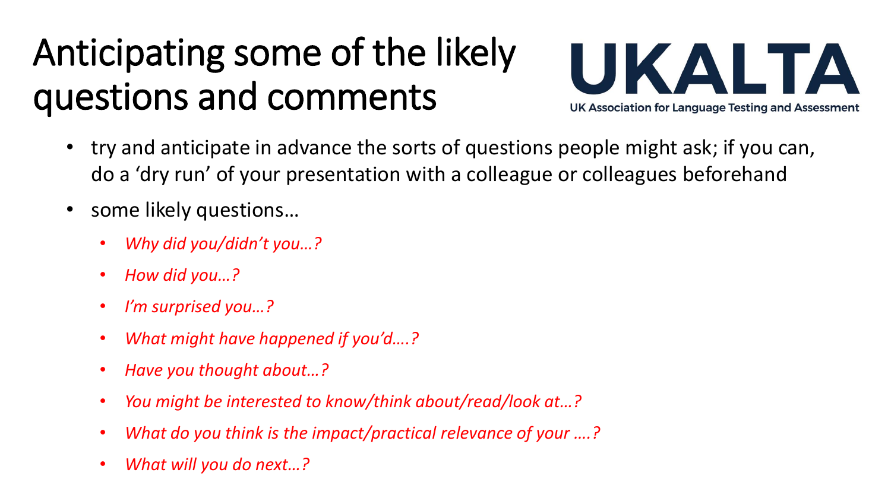# Anticipating some of the likely questions and comments

UKALTA

UK Association for Language Testing and Assessment

- try and anticipate in advance the sorts of questions people might ask; if you can, do a 'dry run' of your presentation with a colleague or colleagues beforehand
- some likely questions…
  - *Why did you/didn't you…?*
  - *How did you…?*
  - *I'm surprised you…?*
  - *What might have happened if you'd….?*
  - *Have you thought about…?*
  - *You might be interested to know/think about/read/look at…?*
  - *What do you think is the impact/practical relevance of your ….?*
  - *What will you do next…?*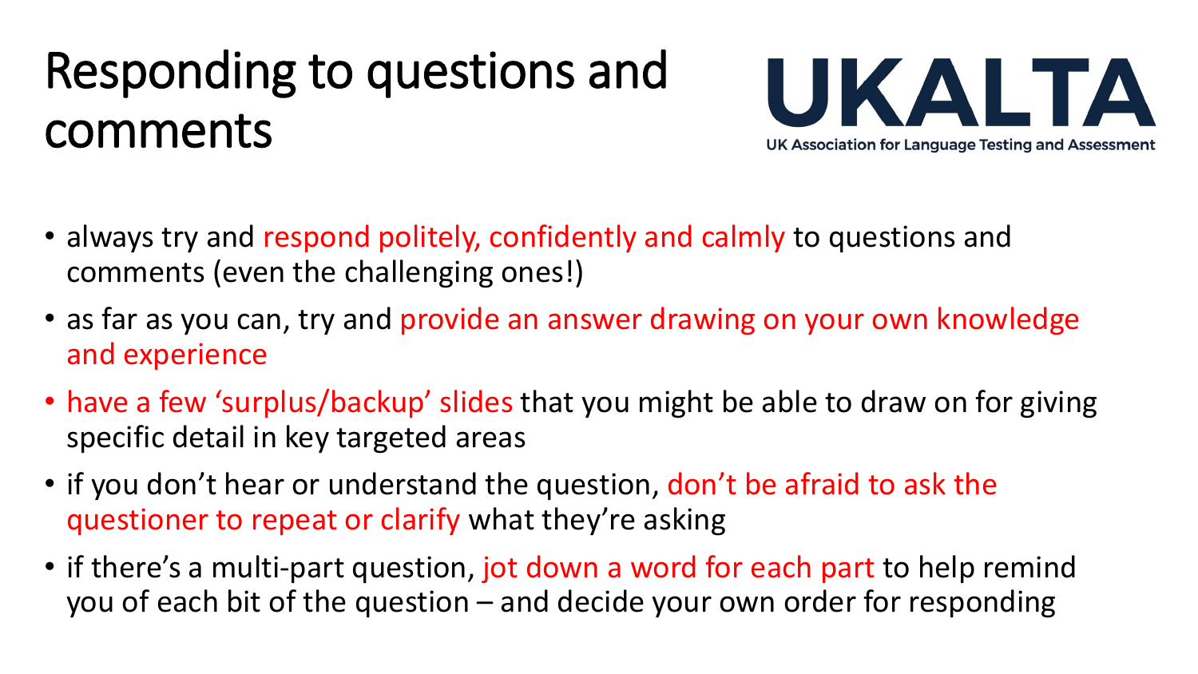# Responding to questions and comments

**UKALTA**

UK Association for Language Testing and Assessment

- always try and respond politely, confidently and calmly to questions and comments (even the challenging ones!)
- as far as you can, try and provide an answer drawing on your own knowledge and experience
- have a few 'surplus/backup' slides that you might be able to draw on for giving specific detail in key targeted areas
- if you don't hear or understand the question, don't be afraid to ask the questioner to repeat or clarify what they're asking
- if there's a multi-part question, jot down a word for each part to help remind you of each bit of the question – and decide your own order for responding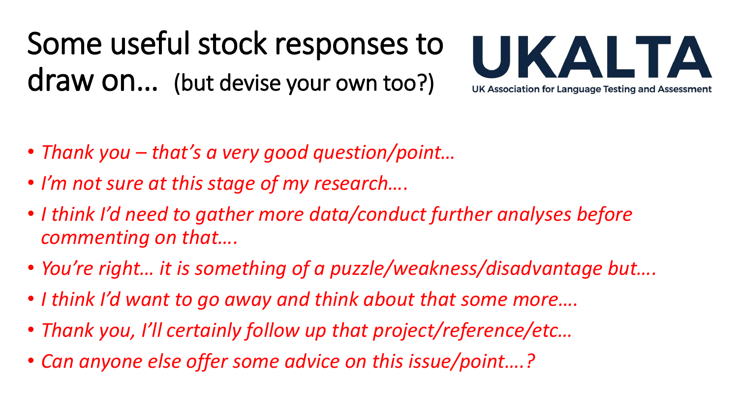# Some useful stock responses to draw on… (but devise your own too?)

UKALTA

UK Association for Language Testing and Assessment

- *Thank you – that's a very good question/point…*
- *I'm not sure at this stage of my research….*
- *I think I'd need to gather more data/conduct further analyses before commenting on that….*
- *You're right… it is something of a puzzle/weakness/disadvantage but….*
- *I think I'd want to go away and think about that some more….*
- *Thank you, I'll certainly follow up that project/reference/etc…*
- *Can anyone else offer some advice on this issue/point….?*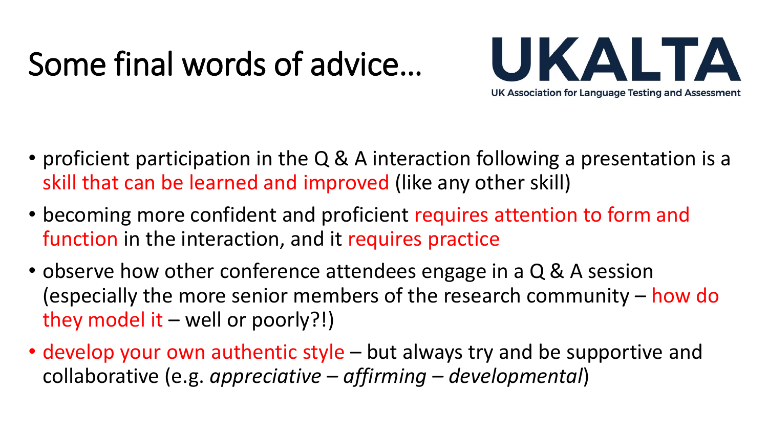# Some final words of advice…

UKALTA

UK Association for Language Testing and Assessment

- proficient participation in the Q & A interaction following a presentation is a skill that can be learned and improved (like any other skill)
- becoming more confident and proficient requires attention to form and function in the interaction, and it requires practice
- observe how other conference attendees engage in a Q & A session (especially the more senior members of the research community – how do they model it – well or poorly?!)
- develop your own authentic style – but always try and be supportive and collaborative (e.g. *appreciative – affirming – developmental*)